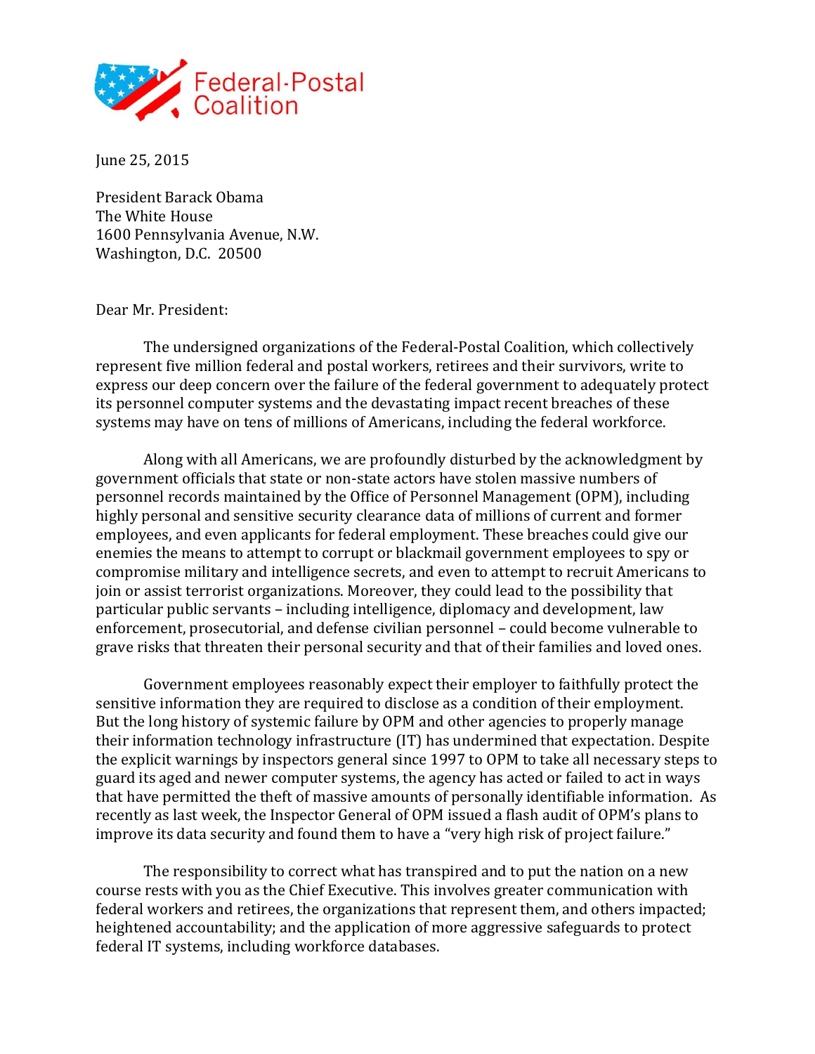Federal-Postal Coalition

June 25, 2015

President Barack Obama
The White House
1600 Pennsylvania Avenue, N.W.
Washington, D.C. 20500

Dear Mr. President:

The undersigned organizations of the Federal-Postal Coalition, which collectively represent five million federal and postal workers, retirees and their survivors, write to express our deep concern over the failure of the federal government to adequately protect its personnel computer systems and the devastating impact recent breaches of these systems may have on tens of millions of Americans, including the federal workforce.

Along with all Americans, we are profoundly disturbed by the acknowledgment by government officials that state or non-state actors have stolen massive numbers of personnel records maintained by the Office of Personnel Management (OPM), including highly personal and sensitive security clearance data of millions of current and former employees, and even applicants for federal employment. These breaches could give our enemies the means to attempt to corrupt or blackmail government employees to spy or compromise military and intelligence secrets, and even to attempt to recruit Americans to join or assist terrorist organizations. Moreover, they could lead to the possibility that particular public servants – including intelligence, diplomacy and development, law enforcement, prosecutorial, and defense civilian personnel – could become vulnerable to grave risks that threaten their personal security and that of their families and loved ones.

Government employees reasonably expect their employer to faithfully protect the sensitive information they are required to disclose as a condition of their employment. But the long history of systemic failure by OPM and other agencies to properly manage their information technology infrastructure (IT) has undermined that expectation. Despite the explicit warnings by inspectors general since 1997 to OPM to take all necessary steps to guard its aged and newer computer systems, the agency has acted or failed to act in ways that have permitted the theft of massive amounts of personally identifiable information. As recently as last week, the Inspector General of OPM issued a flash audit of OPM's plans to improve its data security and found them to have a "very high risk of project failure."

The responsibility to correct what has transpired and to put the nation on a new course rests with you as the Chief Executive. This involves greater communication with federal workers and retirees, the organizations that represent them, and others impacted; heightened accountability; and the application of more aggressive safeguards to protect federal IT systems, including workforce databases.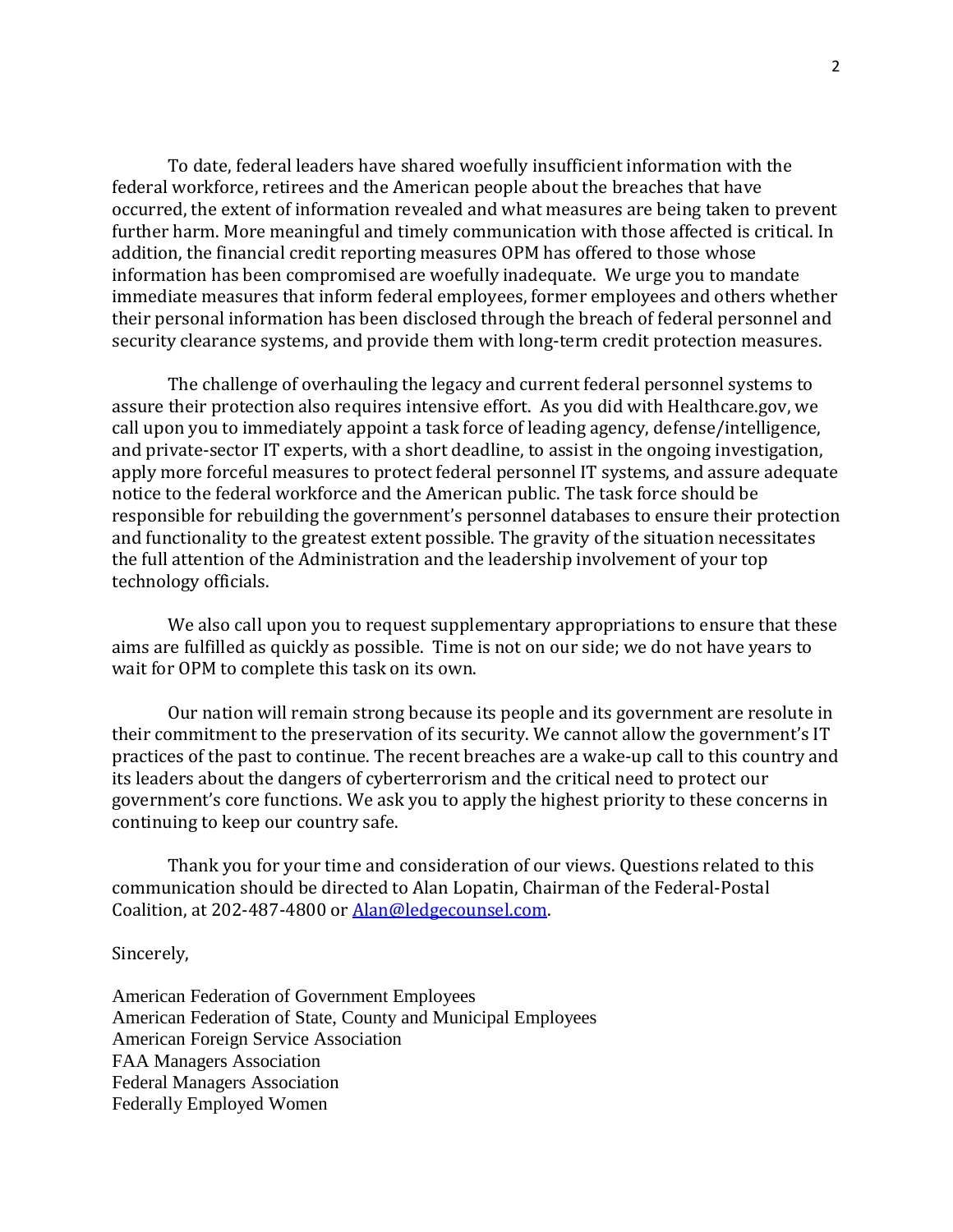To date, federal leaders have shared woefully insufficient information with the federal workforce, retirees and the American people about the breaches that have occurred, the extent of information revealed and what measures are being taken to prevent further harm. More meaningful and timely communication with those affected is critical. In addition, the financial credit reporting measures OPM has offered to those whose information has been compromised are woefully inadequate. We urge you to mandate immediate measures that inform federal employees, former employees and others whether their personal information has been disclosed through the breach of federal personnel and security clearance systems, and provide them with long-term credit protection measures.

The challenge of overhauling the legacy and current federal personnel systems to assure their protection also requires intensive effort. As you did with Healthcare.gov, we call upon you to immediately appoint a task force of leading agency, defense/intelligence, and private-sector IT experts, with a short deadline, to assist in the ongoing investigation, apply more forceful measures to protect federal personnel IT systems, and assure adequate notice to the federal workforce and the American public. The task force should be responsible for rebuilding the government's personnel databases to ensure their protection and functionality to the greatest extent possible. The gravity of the situation necessitates the full attention of the Administration and the leadership involvement of your top technology officials.

We also call upon you to request supplementary appropriations to ensure that these aims are fulfilled as quickly as possible. Time is not on our side; we do not have years to wait for OPM to complete this task on its own.

Our nation will remain strong because its people and its government are resolute in their commitment to the preservation of its security. We cannot allow the government's IT practices of the past to continue. The recent breaches are a wake-up call to this country and its leaders about the dangers of cyberterrorism and the critical need to protect our government's core functions. We ask you to apply the highest priority to these concerns in continuing to keep our country safe.

Thank you for your time and consideration of our views. Questions related to this communication should be directed to Alan Lopatin, Chairman of the Federal-Postal Coalition, at 202-487-4800 or [Alan@ledgecounsel.com](mailto:Alan@ledgecounsel.com).

Sincerely,

American Federation of Government Employees
American Federation of State, County and Municipal Employees
American Foreign Service Association
FAA Managers Association
Federal Managers Association
Federally Employed Women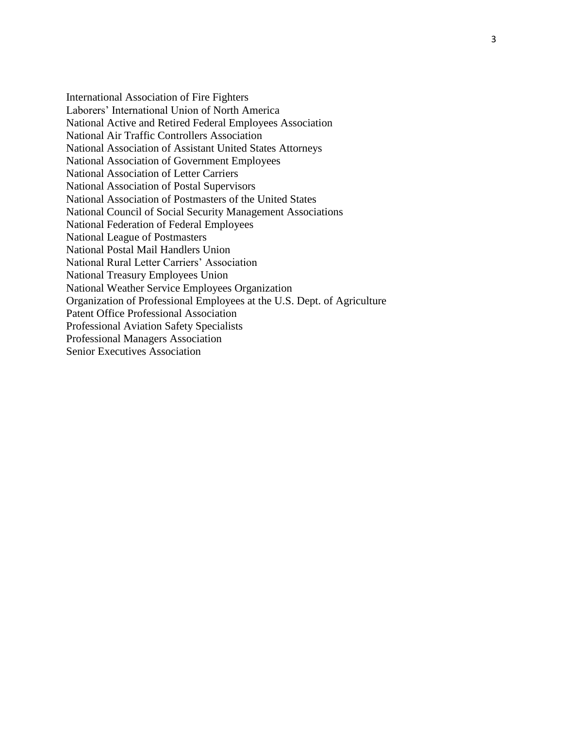International Association of Fire Fighters
Laborers' International Union of North America
National Active and Retired Federal Employees Association
National Air Traffic Controllers Association
National Association of Assistant United States Attorneys
National Association of Government Employees
National Association of Letter Carriers
National Association of Postal Supervisors
National Association of Postmasters of the United States
National Council of Social Security Management Associations
National Federation of Federal Employees
National League of Postmasters
National Postal Mail Handlers Union
National Rural Letter Carriers' Association
National Treasury Employees Union
National Weather Service Employees Organization
Organization of Professional Employees at the U.S. Dept. of Agriculture
Patent Office Professional Association
Professional Aviation Safety Specialists
Professional Managers Association
Senior Executives Association